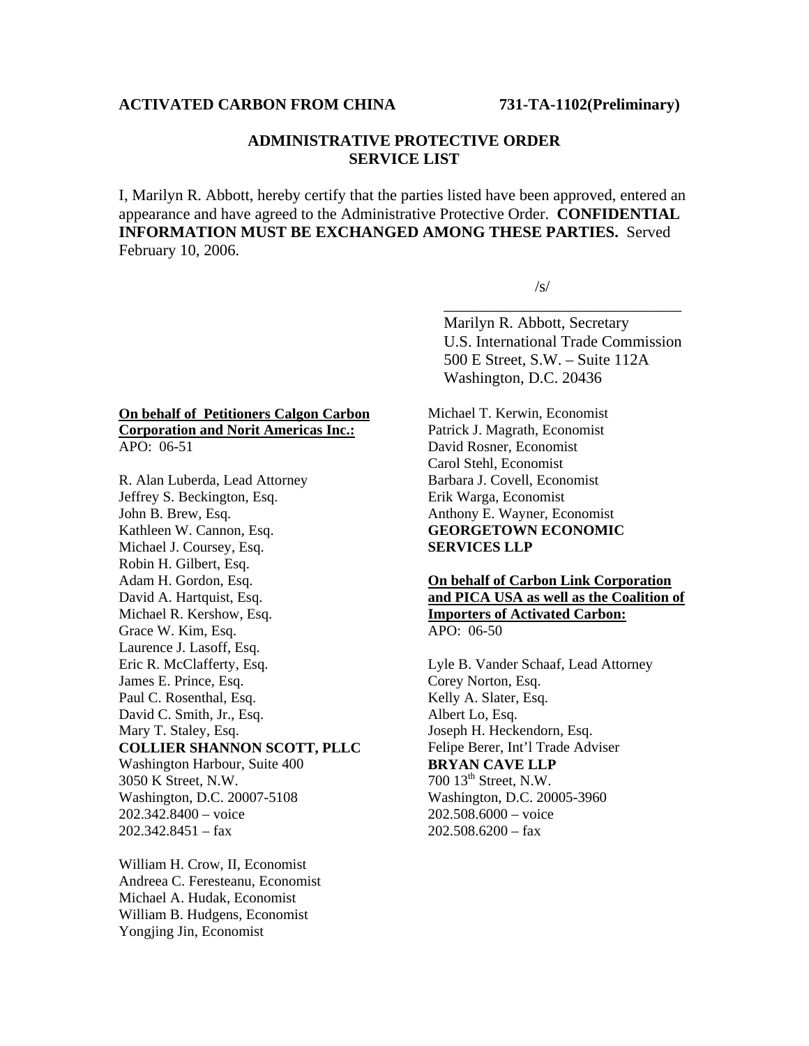**ACTIVATED CARBON FROM CHINA** **731-TA-1102(Preliminary)**

**ADMINISTRATIVE PROTECTIVE ORDER SERVICE LIST**

I, Marilyn R. Abbott, hereby certify that the parties listed have been approved, entered an appearance and have agreed to the Administrative Protective Order. **CONFIDENTIAL INFORMATION MUST BE EXCHANGED AMONG THESE PARTIES.** Served February 10, 2006.

/s/

______________________________

Marilyn R. Abbott, Secretary
U.S. International Trade Commission
500 E Street, S.W. – Suite 112A
Washington, D.C. 20436

**On behalf of Petitioners Calgon Carbon Corporation and Norit Americas Inc.:**
APO: 06-51

R. Alan Luberda, Lead Attorney
Jeffrey S. Beckington, Esq.
John B. Brew, Esq.
Kathleen W. Cannon, Esq.
Michael J. Coursey, Esq.
Robin H. Gilbert, Esq.
Adam H. Gordon, Esq.
David A. Hartquist, Esq.
Michael R. Kershow, Esq.
Grace W. Kim, Esq.
Laurence J. Lasoff, Esq.
Eric R. McClafferty, Esq.
James E. Prince, Esq.
Paul C. Rosenthal, Esq.
David C. Smith, Jr., Esq.
Mary T. Staley, Esq.
**COLLIER SHANNON SCOTT, PLLC**
Washington Harbour, Suite 400
3050 K Street, N.W.
Washington, D.C. 20007-5108
202.342.8400 – voice
202.342.8451 – fax

William H. Crow, II, Economist
Andreea C. Feresteanu, Economist
Michael A. Hudak, Economist
William B. Hudgens, Economist
Yongjing Jin, Economist
Michael T. Kerwin, Economist
Patrick J. Magrath, Economist
David Rosner, Economist
Carol Stehl, Economist
Barbara J. Covell, Economist
Erik Warga, Economist
Anthony E. Wayner, Economist
**GEORGETOWN ECONOMIC SERVICES LLP**

**On behalf of Carbon Link Corporation and PICA USA as well as the Coalition of Importers of Activated Carbon:**
APO: 06-50

Lyle B. Vander Schaaf, Lead Attorney
Corey Norton, Esq.
Kelly A. Slater, Esq.
Albert Lo, Esq.
Joseph H. Heckendorn, Esq.
Felipe Berer, Int'l Trade Adviser
**BRYAN CAVE LLP**
700 13th Street, N.W.
Washington, D.C. 20005-3960
202.508.6000 – voice
202.508.6200 – fax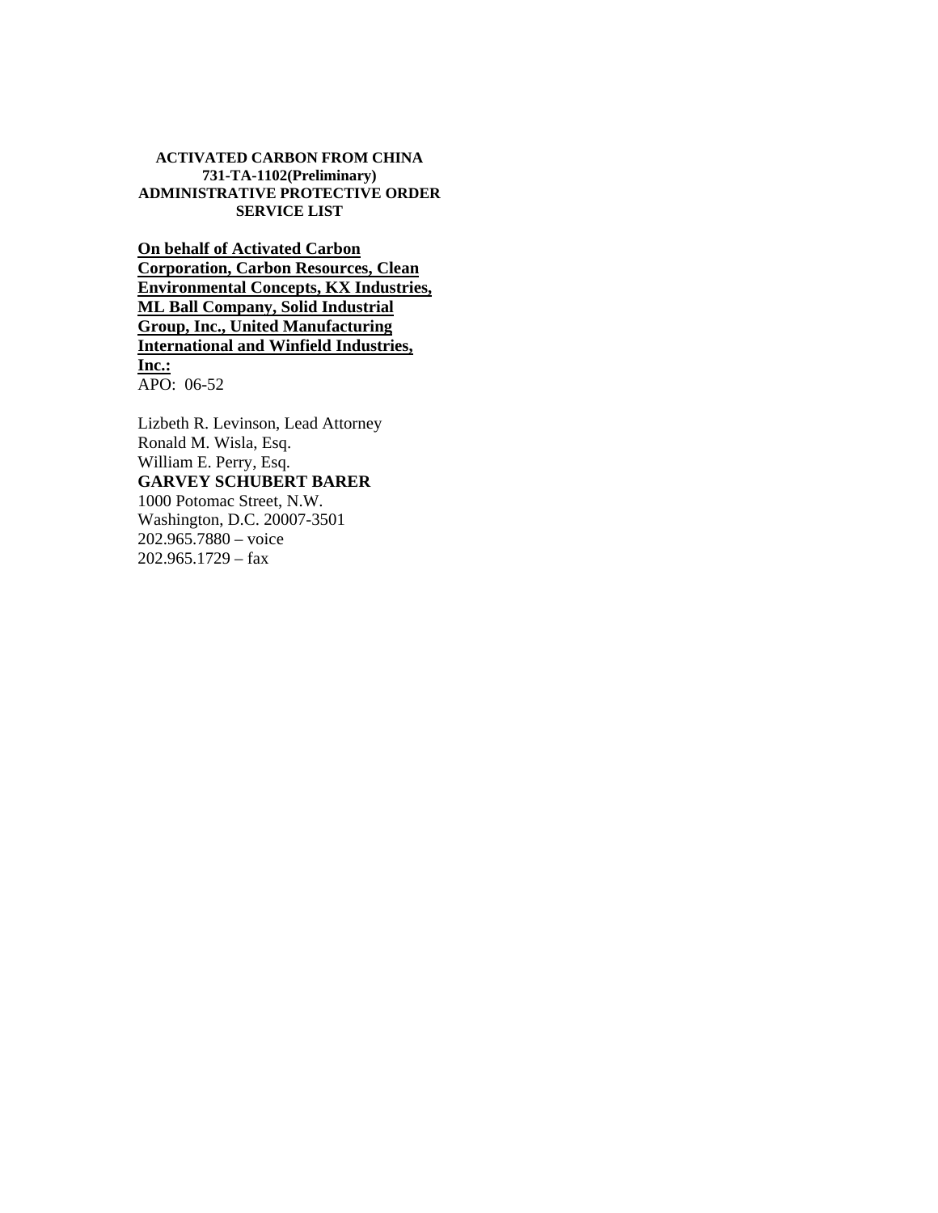**ACTIVATED CARBON FROM CHINA**
**731-TA-1102(Preliminary)**
**ADMINISTRATIVE PROTECTIVE ORDER**
**SERVICE LIST**

**On behalf of Activated Carbon Corporation, Carbon Resources, Clean Environmental Concepts, KX Industries, ML Ball Company, Solid Industrial Group, Inc., United Manufacturing International and Winfield Industries, Inc.:**
APO: 06-52

Lizbeth R. Levinson, Lead Attorney
Ronald M. Wisla, Esq.
William E. Perry, Esq.
**GARVEY SCHUBERT BARER**
1000 Potomac Street, N.W.
Washington, D.C. 20007-3501
202.965.7880 – voice
202.965.1729 – fax